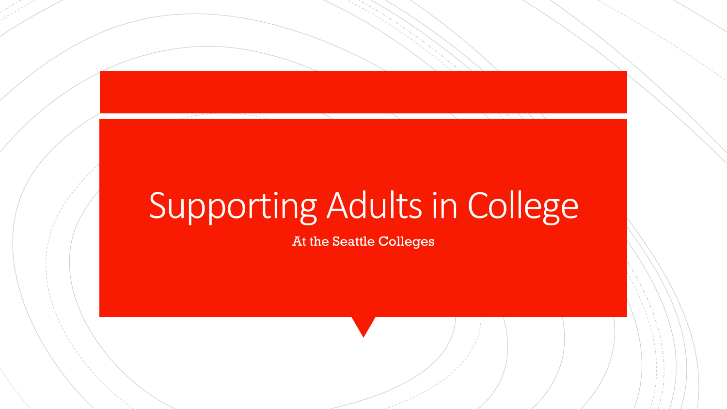# Supporting Adults in College

At the Seattle Colleges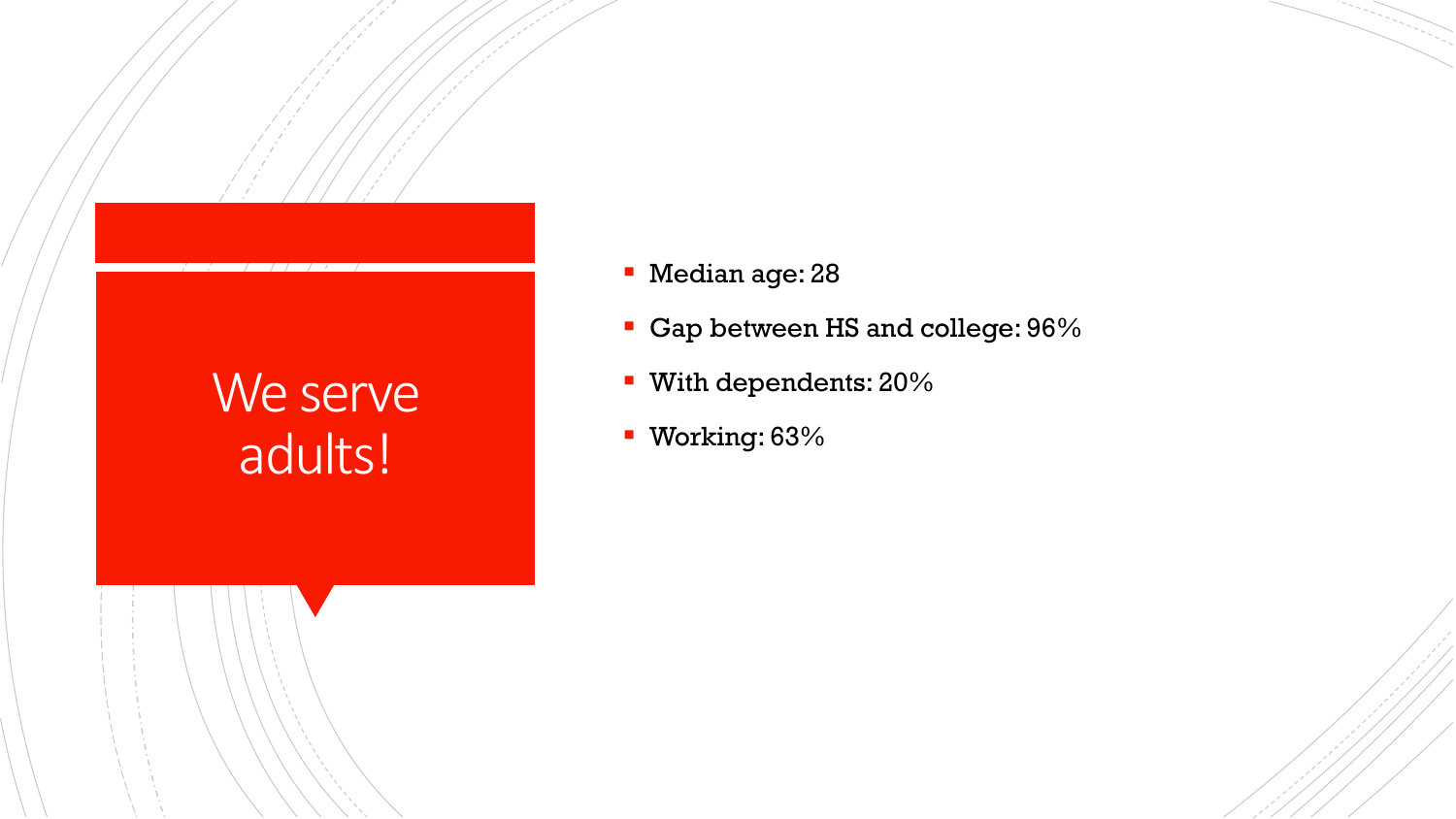# We serve adults!

- Median age: 28
- Gap between HS and college: 96%
- With dependents: 20%
- Working: 63%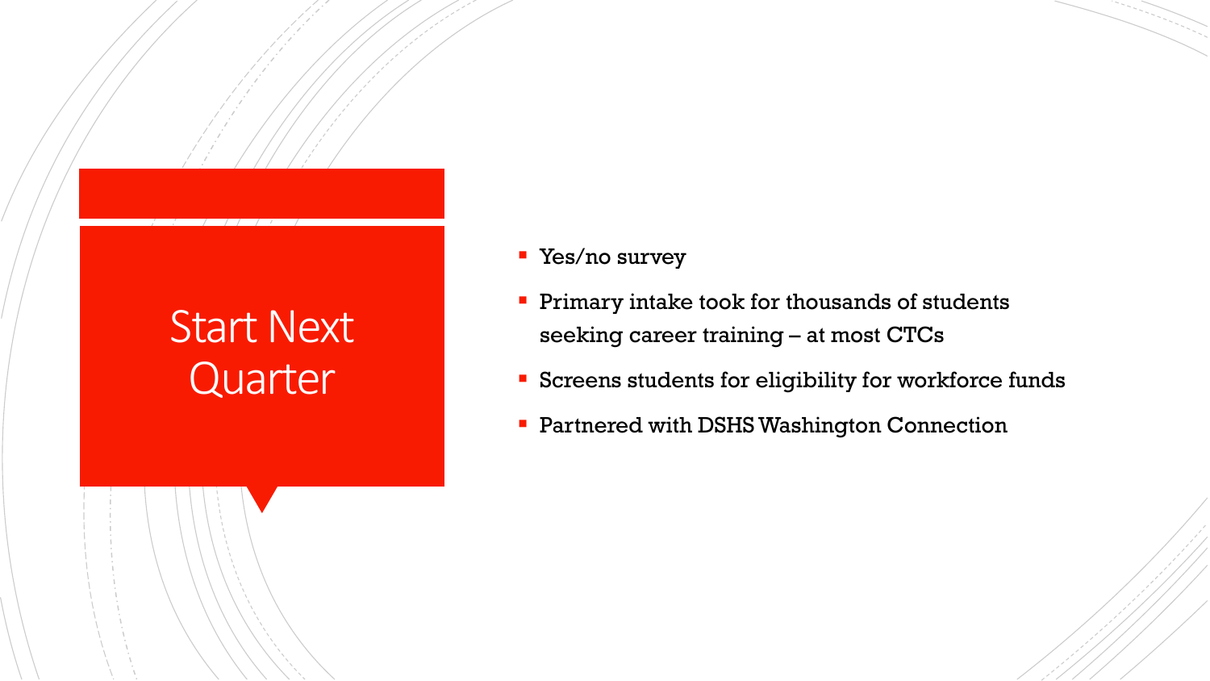# Start Next Quarter

- Yes/no survey
- Primary intake took for thousands of students seeking career training – at most CTCs
- Screens students for eligibility for workforce funds
- Partnered with DSHS Washington Connection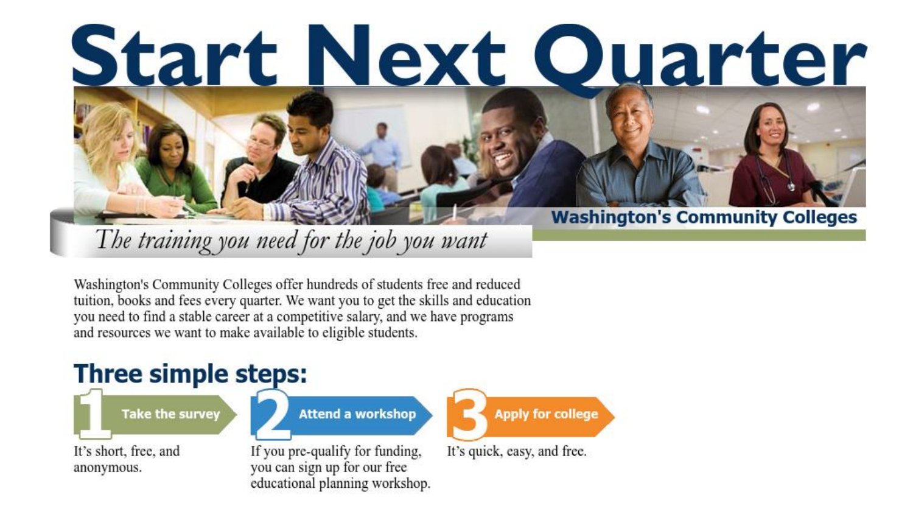# Start Next Quarter

**Washington's Community Colleges**

*The training you need for the job you want*

Washington's Community Colleges offer hundreds of students free and reduced tuition, books and fees every quarter. We want you to get the skills and education you need to find a stable career at a competitive salary, and we have programs and resources we want to make available to eligible students.

## Three simple steps:

1. **Take the survey**
   It's short, free, and anonymous.

2. **Attend a workshop**
   If you pre-qualify for funding, you can sign up for our free educational planning workshop.

3. **Apply for college**
   It's quick, easy, and free.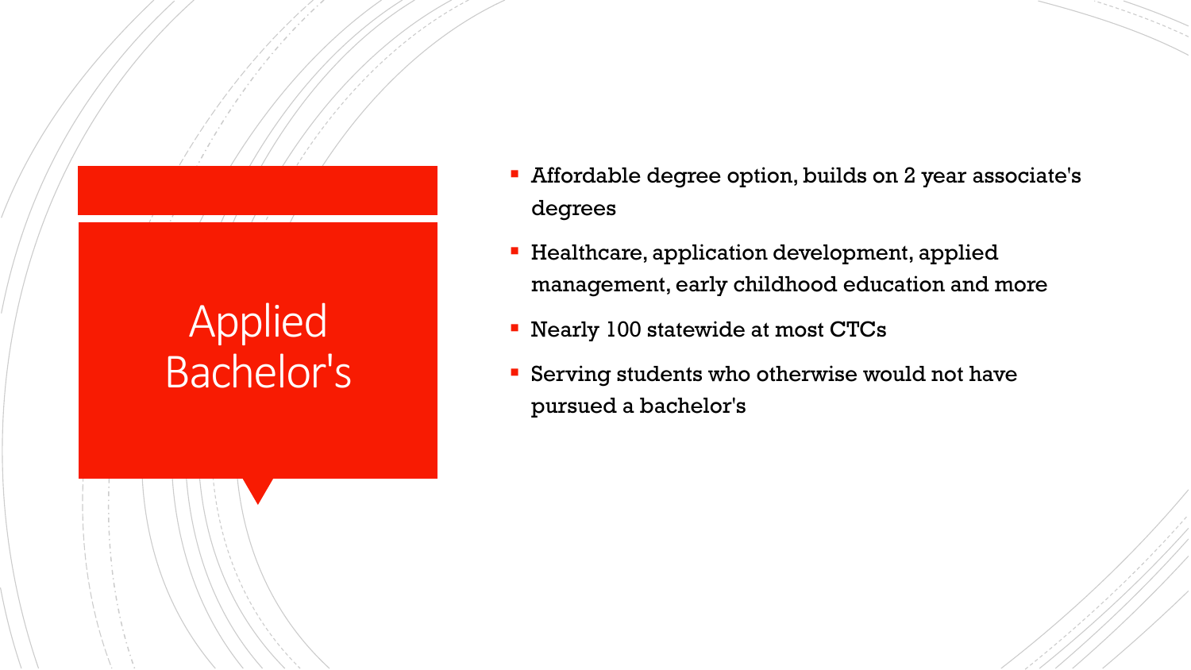# Applied Bachelor's

- Affordable degree option, builds on 2 year associate's degrees
- Healthcare, application development, applied management, early childhood education and more
- Nearly 100 statewide at most CTCs
- Serving students who otherwise would not have pursued a bachelor's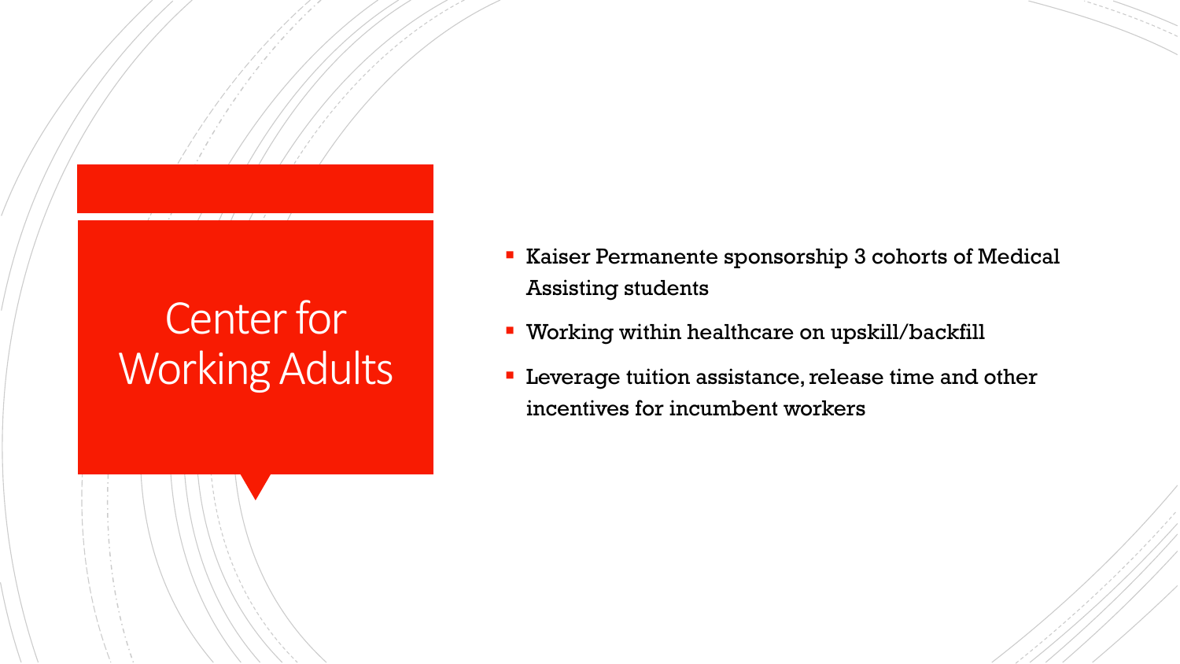# Center for Working Adults

- Kaiser Permanente sponsorship 3 cohorts of Medical Assisting students
- Working within healthcare on upskill/backfill
- Leverage tuition assistance, release time and other incentives for incumbent workers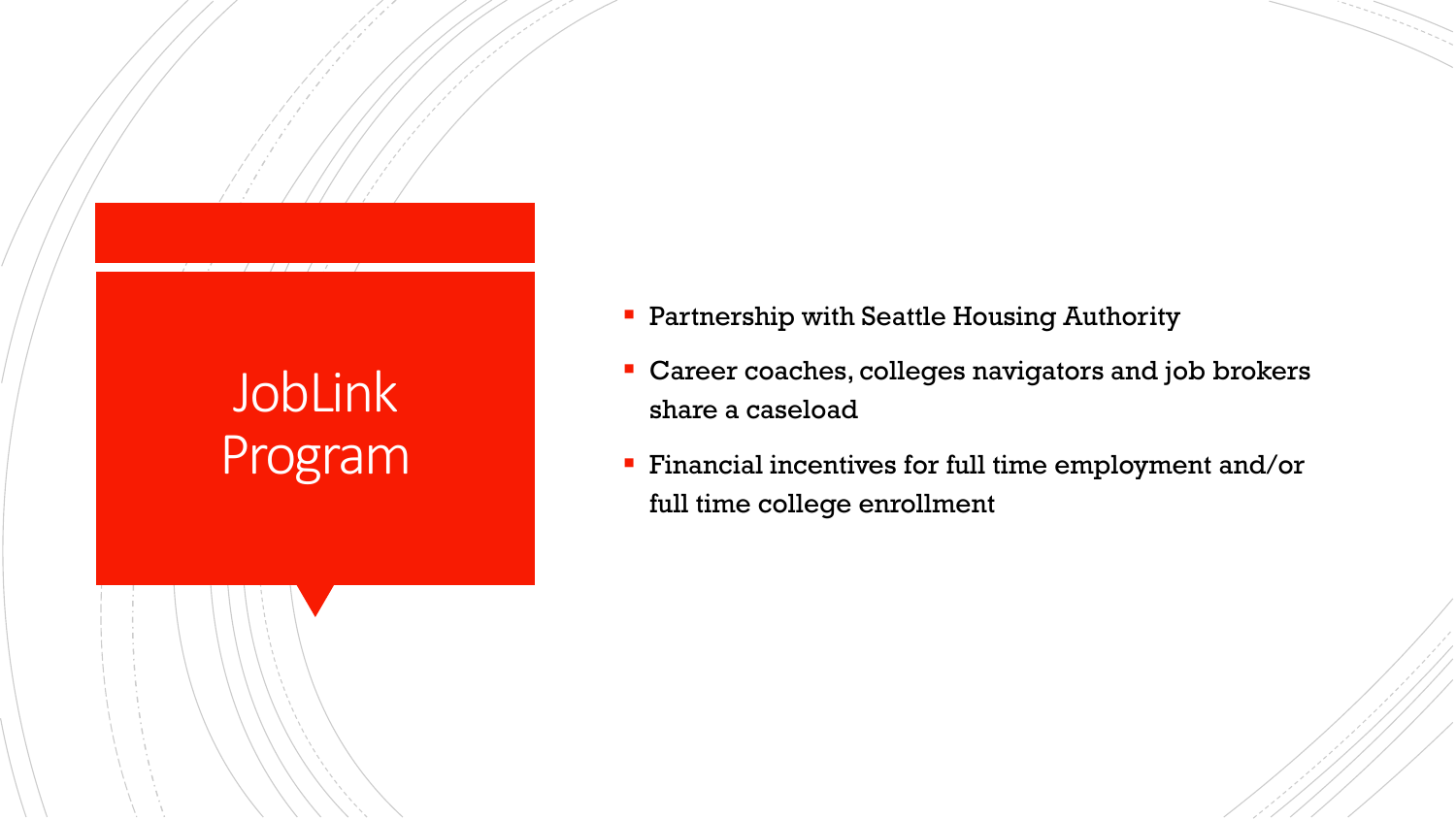# JobLink Program

- Partnership with Seattle Housing Authority
- Career coaches, colleges navigators and job brokers share a caseload
- Financial incentives for full time employment and/or full time college enrollment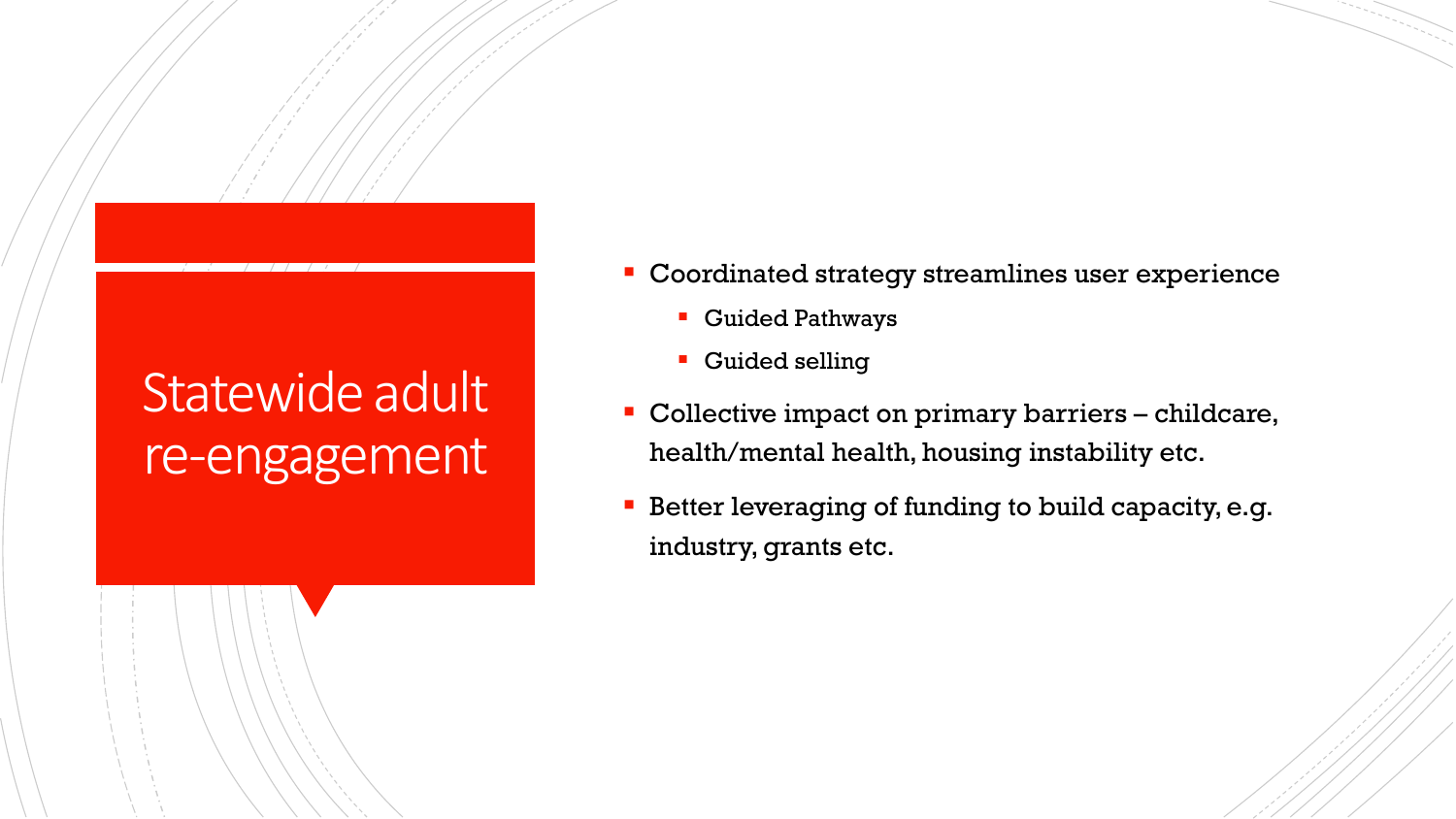# Statewide adult re-engagement

- Coordinated strategy streamlines user experience
  - Guided Pathways
  - Guided selling
- Collective impact on primary barriers – childcare, health/mental health, housing instability etc.
- Better leveraging of funding to build capacity, e.g. industry, grants etc.